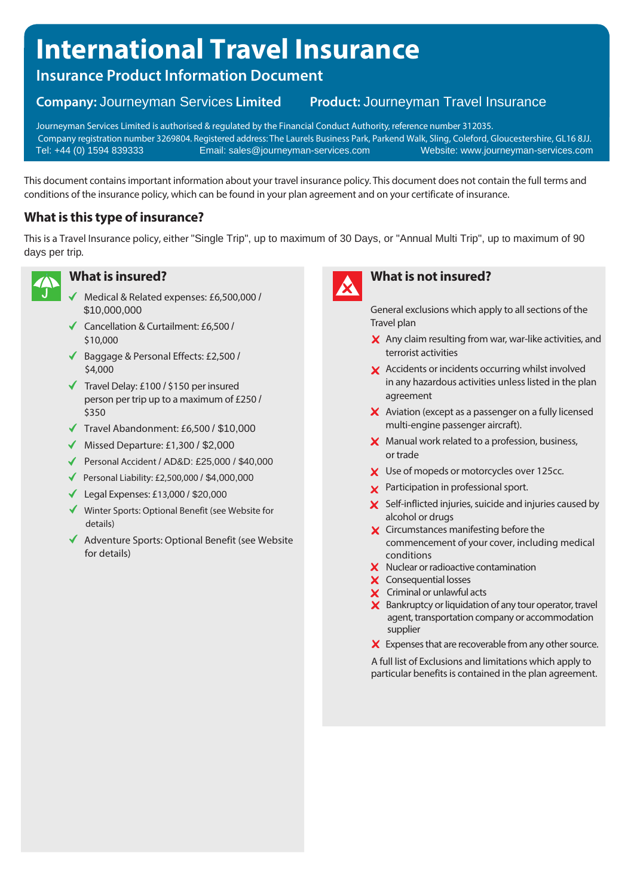# International Travel Insurance

## Insurance Product Information Document

**Company:** Journeyman Services **Limited** **Product:** Journeyman Travel Insurance

Journeyman Services Limited is authorised & regulated by the Financial Conduct Authority, reference number 312035.
Company registration number 3269804. Registered address: The Laurels Business Park, Parkend Walk, Sling, Coleford, Gloucestershire, GL16 8JJ.
Tel: +44 (0) 1594 839333 Email: sales@journeyman-services.com Website: www.journeyman-services.com

This document contains important information about your travel insurance policy. This document does not contain the full terms and conditions of the insurance policy, which can be found in your plan agreement and on your certificate of insurance.

### What is this type of insurance?

This is a Travel Insurance policy, either "Single Trip", up to maximum of 30 Days, or "Annual Multi Trip", up to maximum of 90 days per trip.

### What is insured?

- ✓ Medical & Related expenses: £6,500,000 / $10,000,000
- ✓ Cancellation & Curtailment: £6,500 / $10,000
- ✓ Baggage & Personal Effects: £2,500 / $4,000
- ✓ Travel Delay: £100 / $150 per insured person per trip up to a maximum of £250 / $350
- ✓ Travel Abandonment: £6,500 / $10,000
- ✓ Missed Departure: £1,300 / $2,000
- ✓ Personal Accident / AD&D: £25,000 / $40,000
- ✓ Personal Liability: £2,500,000 / $4,000,000
- ✓ Legal Expenses: £13,000 / $20,000
- ✓ Winter Sports: Optional Benefit (see Website for details)
- ✓ Adventure Sports: Optional Benefit (see Website for details)

### What is not insured?

General exclusions which apply to all sections of the Travel plan

- ✗ Any claim resulting from war, war-like activities, and terrorist activities
- ✗ Accidents or incidents occurring whilst involved in any hazardous activities unless listed in the plan agreement
- ✗ Aviation (except as a passenger on a fully licensed multi-engine passenger aircraft).
- ✗ Manual work related to a profession, business, or trade
- ✗ Use of mopeds or motorcycles over 125cc.
- ✗ Participation in professional sport.
- ✗ Self-inflicted injuries, suicide and injuries caused by alcohol or drugs
- ✗ Circumstances manifesting before the commencement of your cover, including medical conditions
- ✗ Nuclear or radioactive contamination
- ✗ Consequential losses
- ✗ Criminal or unlawful acts
- ✗ Bankruptcy or liquidation of any tour operator, travel agent, transportation company or accommodation supplier
- ✗ Expenses that are recoverable from any other source.

A full list of Exclusions and limitations which apply to particular benefits is contained in the plan agreement.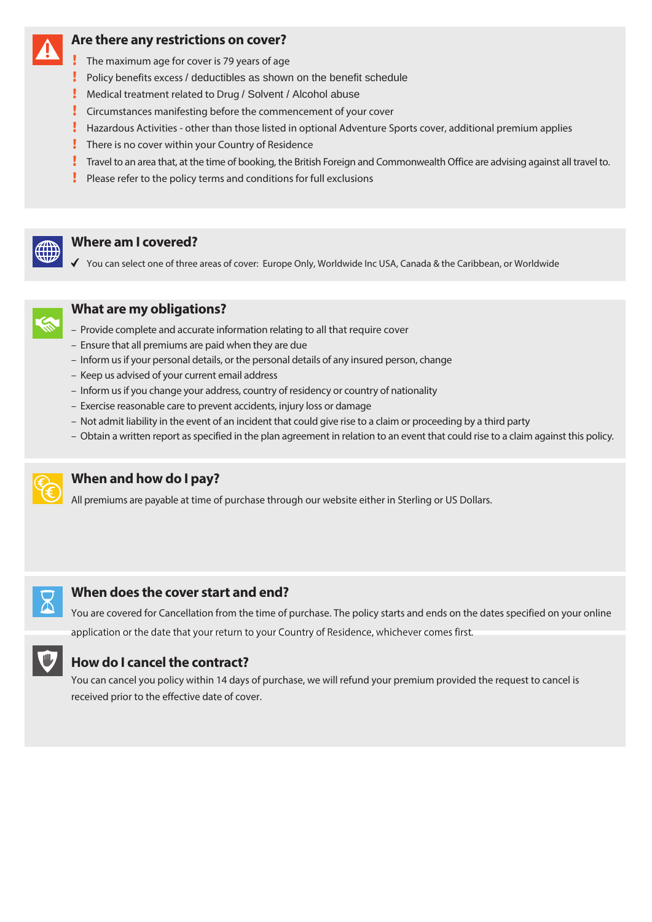## Are there any restrictions on cover?

- The maximum age for cover is 79 years of age
- Policy benefits excess / deductibles as shown on the benefit schedule
- Medical treatment related to Drug / Solvent / Alcohol abuse
- Circumstances manifesting before the commencement of your cover
- Hazardous Activities - other than those listed in optional Adventure Sports cover, additional premium applies
- There is no cover within your Country of Residence
- Travel to an area that, at the time of booking, the British Foreign and Commonwealth Office are advising against all travel to.
- Please refer to the policy terms and conditions for full exclusions

## Where am I covered?

- ✓ You can select one of three areas of cover: Europe Only, Worldwide Inc USA, Canada & the Caribbean, or Worldwide

## What are my obligations?

- Provide complete and accurate information relating to all that require cover
- Ensure that all premiums are paid when they are due
- Inform us if your personal details, or the personal details of any insured person, change
- Keep us advised of your current email address
- Inform us if you change your address, country of residency or country of nationality
- Exercise reasonable care to prevent accidents, injury loss or damage
- Not admit liability in the event of an incident that could give rise to a claim or proceeding by a third party
- Obtain a written report as specified in the plan agreement in relation to an event that could rise to a claim against this policy.

## When and how do I pay?

All premiums are payable at time of purchase through our website either in Sterling or US Dollars.

## When does the cover start and end?

You are covered for Cancellation from the time of purchase. The policy starts and ends on the dates specified on your online application or the date that your return to your Country of Residence, whichever comes first.

## How do I cancel the contract?

You can cancel you policy within 14 days of purchase, we will refund your premium provided the request to cancel is received prior to the effective date of cover.